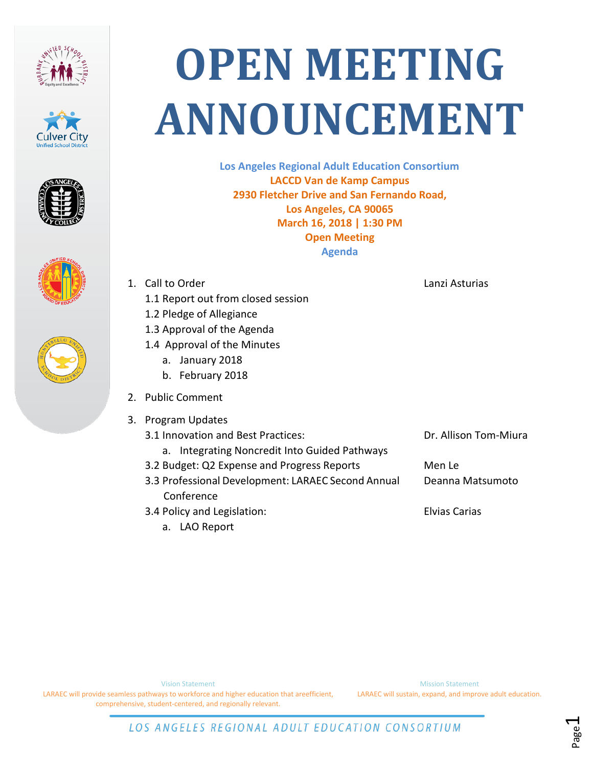# OPEN MEETING ANNOUNCEMENT

**Los Angeles Regional Adult Education Consortium**
**LACCD Van de Kamp Campus**
**2930 Fletcher Drive and San Fernando Road,**
**Los Angeles, CA 90065**
**March 16, 2018 | 1:30 PM**
**Open Meeting**
**Agenda**

1. Call to Order — Lanzi Asturias
   - 1.1 Report out from closed session
   - 1.2 Pledge of Allegiance
   - 1.3 Approval of the Agenda
   - 1.4 Approval of the Minutes
     - a. January 2018
     - b. February 2018
2. Public Comment
3. Program Updates
   - 3.1 Innovation and Best Practices: — Dr. Allison Tom-Miura
     - a. Integrating Noncredit Into Guided Pathways
   - 3.2 Budget: Q2 Expense and Progress Reports — Men Le
   - 3.3 Professional Development: LARAEC Second Annual Conference — Deanna Matsumoto
   - 3.4 Policy and Legislation: — Elvias Carias
     - a. LAO Report

Vision Statement
LARAEC will provide seamless pathways to workforce and higher education that areefficient, comprehensive, student-centered, and regionally relevant.

Mission Statement
LARAEC will sustain, expand, and improve adult education.

LOS ANGELES REGIONAL ADULT EDUCATION CONSORTIUM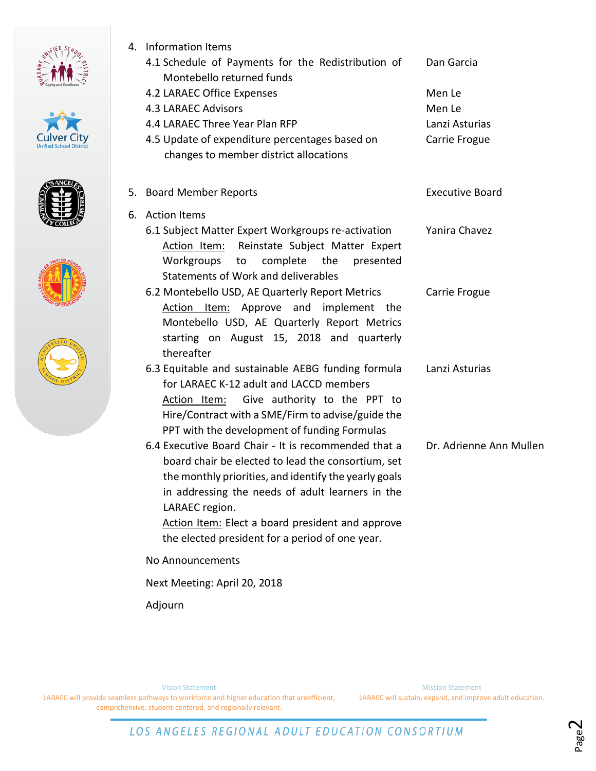4. Information Items
   - 4.1 Schedule of Payments for the Redistribution of Montebello returned funds — Dan Garcia
   - 4.2 LARAEC Office Expenses — Men Le
   - 4.3 LARAEC Advisors — Men Le
   - 4.4 LARAEC Three Year Plan RFP — Lanzi Asturias
   - 4.5 Update of expenditure percentages based on changes to member district allocations — Carrie Frogue

5. Board Member Reports — Executive Board

6. Action Items
   - 6.1 Subject Matter Expert Workgroups re-activation — Yanira Chavez
     <u>Action Item:</u> Reinstate Subject Matter Expert Workgroups to complete the presented Statements of Work and deliverables
   - 6.2 Montebello USD, AE Quarterly Report Metrics — Carrie Frogue
     <u>Action Item:</u> Approve and implement the Montebello USD, AE Quarterly Report Metrics starting on August 15, 2018 and quarterly thereafter
   - 6.3 Equitable and sustainable AEBG funding formula for LARAEC K-12 adult and LACCD members — Lanzi Asturias
     <u>Action Item:</u> Give authority to the PPT to Hire/Contract with a SME/Firm to advise/guide the PPT with the development of funding Formulas
   - 6.4 Executive Board Chair - It is recommended that a board chair be elected to lead the consortium, set the monthly priorities, and identify the yearly goals in addressing the needs of adult learners in the LARAEC region. — Dr. Adrienne Ann Mullen
     <u>Action Item:</u> Elect a board president and approve the elected president for a period of one year.

No Announcements

Next Meeting: April 20, 2018

Adjourn

Vision Statement
LARAEC will provide seamless pathways to workforce and higher education that areefficient, comprehensive, student-centered, and regionally relevant.

Mission Statement
LARAEC will sustain, expand, and improve adult education.